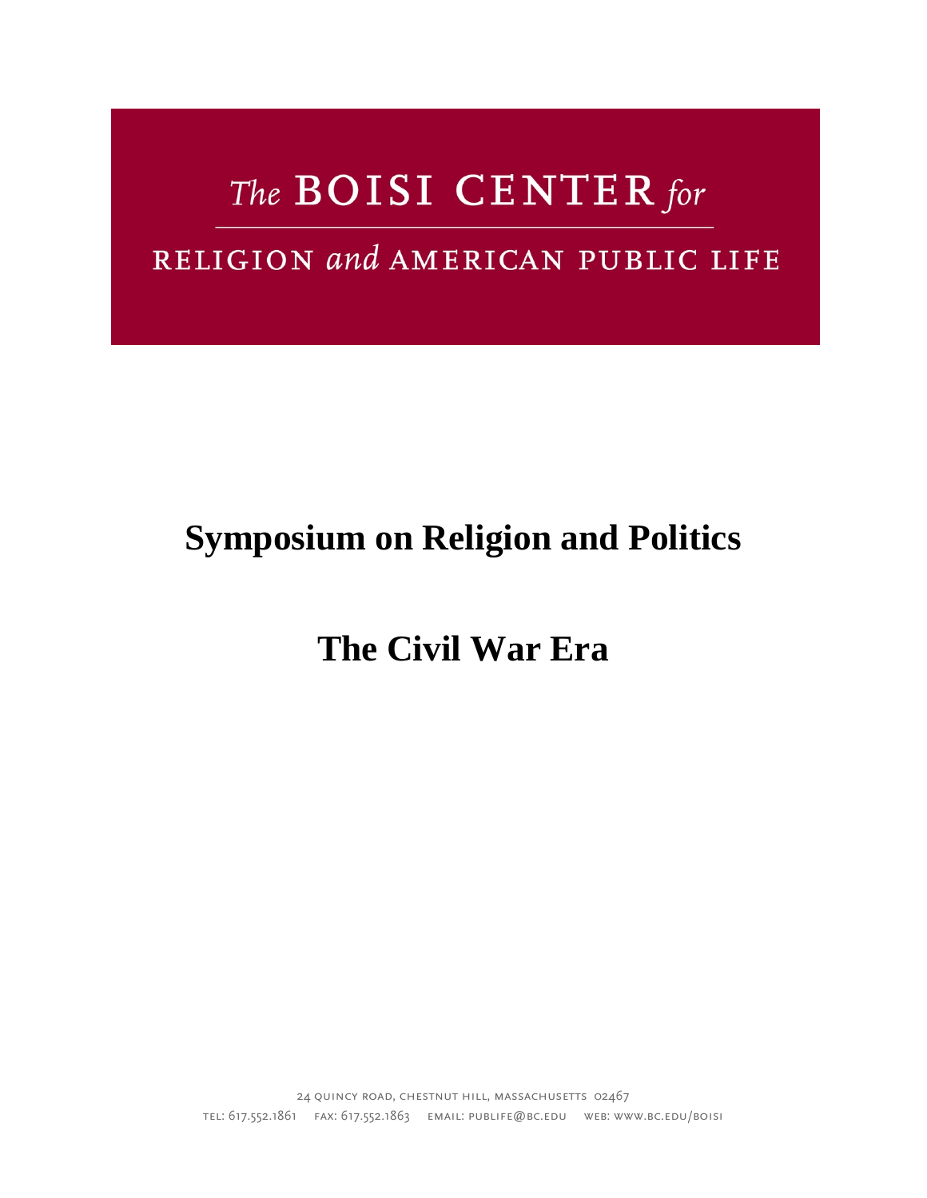The BOISI CENTER for

RELIGION and AMERICAN PUBLIC LIFE

# Symposium on Religion and Politics

# The Civil War Era

24 Quincy Road, Chestnut Hill, Massachusetts 02467

tel: 617.552.1861 fax: 617.552.1863 email: publife@bc.edu web: www.bc.edu/boisi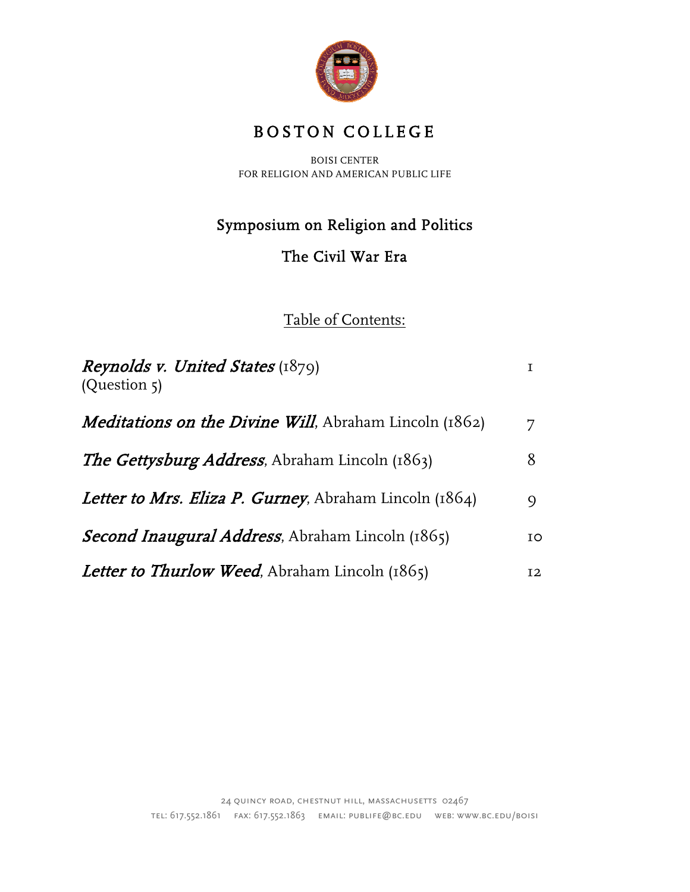# BOSTON COLLEGE

BOISI CENTER
FOR RELIGION AND AMERICAN PUBLIC LIFE

## Symposium on Religion and Politics

## The Civil War Era

Table of Contents:

| | |
|---|---|
| *Reynolds v. United States* (1879) (Question 5) | 1 |
| *Meditations on the Divine Will*, Abraham Lincoln (1862) | 7 |
| *The Gettysburg Address*, Abraham Lincoln (1863) | 8 |
| *Letter to Mrs. Eliza P. Gurney*, Abraham Lincoln (1864) | 9 |
| *Second Inaugural Address*, Abraham Lincoln (1865) | 10 |
| *Letter to Thurlow Weed*, Abraham Lincoln (1865) | 12 |

24 QUINCY ROAD, CHESTNUT HILL, MASSACHUSETTS 02467
TEL: 617.552.1861 FAX: 617.552.1863 EMAIL: PUBLIFE@BC.EDU WEB: WWW.BC.EDU/BOISI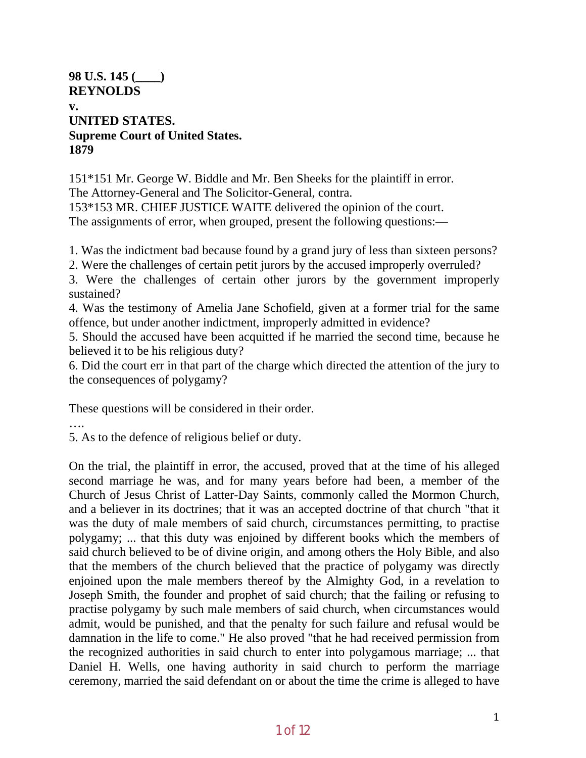**98 U.S. 145 (____)**
**REYNOLDS**
**v.**
**UNITED STATES.**
**Supreme Court of United States.**
**1879**

151*151 Mr. George W. Biddle and Mr. Ben Sheeks for the plaintiff in error.
The Attorney-General and The Solicitor-General, contra.
153*153 MR. CHIEF JUSTICE WAITE delivered the opinion of the court.
The assignments of error, when grouped, present the following questions:—

1. Was the indictment bad because found by a grand jury of less than sixteen persons?
2. Were the challenges of certain petit jurors by the accused improperly overruled?
3. Were the challenges of certain other jurors by the government improperly sustained?
4. Was the testimony of Amelia Jane Schofield, given at a former trial for the same offence, but under another indictment, improperly admitted in evidence?
5. Should the accused have been acquitted if he married the second time, because he believed it to be his religious duty?
6. Did the court err in that part of the charge which directed the attention of the jury to the consequences of polygamy?

These questions will be considered in their order.
….
5. As to the defence of religious belief or duty.

On the trial, the plaintiff in error, the accused, proved that at the time of his alleged second marriage he was, and for many years before had been, a member of the Church of Jesus Christ of Latter-Day Saints, commonly called the Mormon Church, and a believer in its doctrines; that it was an accepted doctrine of that church "that it was the duty of male members of said church, circumstances permitting, to practise polygamy; ... that this duty was enjoined by different books which the members of said church believed to be of divine origin, and among others the Holy Bible, and also that the members of the church believed that the practice of polygamy was directly enjoined upon the male members thereof by the Almighty God, in a revelation to Joseph Smith, the founder and prophet of said church; that the failing or refusing to practise polygamy by such male members of said church, when circumstances would admit, would be punished, and that the penalty for such failure and refusal would be damnation in the life to come." He also proved "that he had received permission from the recognized authorities in said church to enter into polygamous marriage; ... that Daniel H. Wells, one having authority in said church to perform the marriage ceremony, married the said defendant on or about the time the crime is alleged to have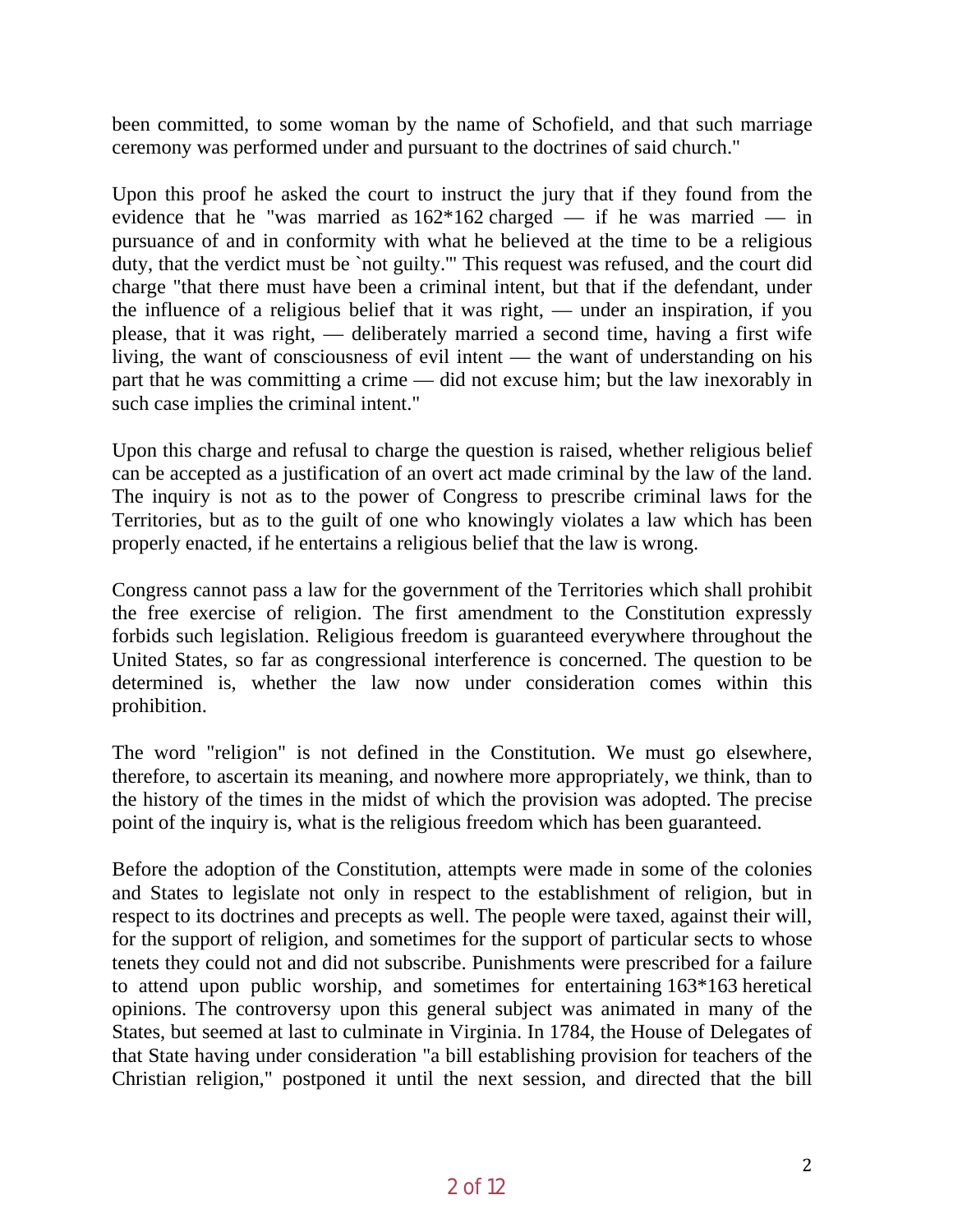been committed, to some woman by the name of Schofield, and that such marriage ceremony was performed under and pursuant to the doctrines of said church."

Upon this proof he asked the court to instruct the jury that if they found from the evidence that he "was married as 162*162 charged — if he was married — in pursuance of and in conformity with what he believed at the time to be a religious duty, that the verdict must be `not guilty.'" This request was refused, and the court did charge "that there must have been a criminal intent, but that if the defendant, under the influence of a religious belief that it was right, — under an inspiration, if you please, that it was right, — deliberately married a second time, having a first wife living, the want of consciousness of evil intent — the want of understanding on his part that he was committing a crime — did not excuse him; but the law inexorably in such case implies the criminal intent."

Upon this charge and refusal to charge the question is raised, whether religious belief can be accepted as a justification of an overt act made criminal by the law of the land. The inquiry is not as to the power of Congress to prescribe criminal laws for the Territories, but as to the guilt of one who knowingly violates a law which has been properly enacted, if he entertains a religious belief that the law is wrong.

Congress cannot pass a law for the government of the Territories which shall prohibit the free exercise of religion. The first amendment to the Constitution expressly forbids such legislation. Religious freedom is guaranteed everywhere throughout the United States, so far as congressional interference is concerned. The question to be determined is, whether the law now under consideration comes within this prohibition.

The word "religion" is not defined in the Constitution. We must go elsewhere, therefore, to ascertain its meaning, and nowhere more appropriately, we think, than to the history of the times in the midst of which the provision was adopted. The precise point of the inquiry is, what is the religious freedom which has been guaranteed.

Before the adoption of the Constitution, attempts were made in some of the colonies and States to legislate not only in respect to the establishment of religion, but in respect to its doctrines and precepts as well. The people were taxed, against their will, for the support of religion, and sometimes for the support of particular sects to whose tenets they could not and did not subscribe. Punishments were prescribed for a failure to attend upon public worship, and sometimes for entertaining 163*163 heretical opinions. The controversy upon this general subject was animated in many of the States, but seemed at last to culminate in Virginia. In 1784, the House of Delegates of that State having under consideration "a bill establishing provision for teachers of the Christian religion," postponed it until the next session, and directed that the bill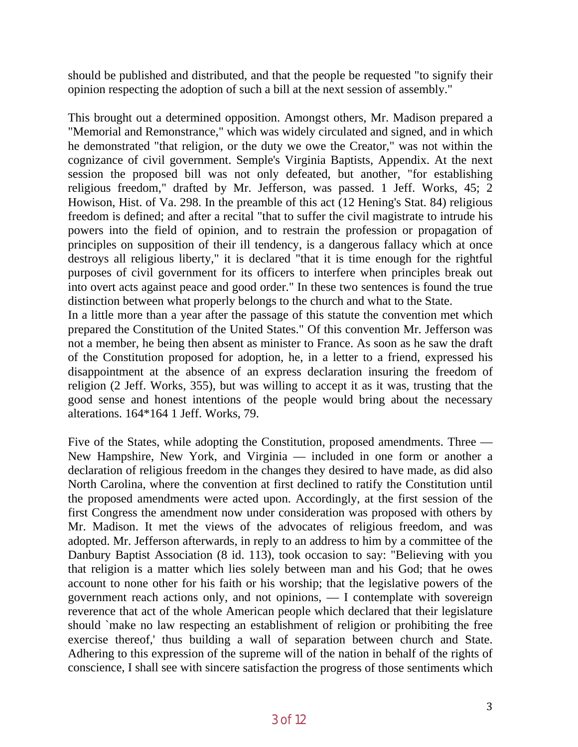should be published and distributed, and that the people be requested "to signify their opinion respecting the adoption of such a bill at the next session of assembly."

This brought out a determined opposition. Amongst others, Mr. Madison prepared a "Memorial and Remonstrance," which was widely circulated and signed, and in which he demonstrated "that religion, or the duty we owe the Creator," was not within the cognizance of civil government. Semple's Virginia Baptists, Appendix. At the next session the proposed bill was not only defeated, but another, "for establishing religious freedom," drafted by Mr. Jefferson, was passed. 1 Jeff. Works, 45; 2 Howison, Hist. of Va. 298. In the preamble of this act (12 Hening's Stat. 84) religious freedom is defined; and after a recital "that to suffer the civil magistrate to intrude his powers into the field of opinion, and to restrain the profession or propagation of principles on supposition of their ill tendency, is a dangerous fallacy which at once destroys all religious liberty," it is declared "that it is time enough for the rightful purposes of civil government for its officers to interfere when principles break out into overt acts against peace and good order." In these two sentences is found the true distinction between what properly belongs to the church and what to the State.

In a little more than a year after the passage of this statute the convention met which prepared the Constitution of the United States." Of this convention Mr. Jefferson was not a member, he being then absent as minister to France. As soon as he saw the draft of the Constitution proposed for adoption, he, in a letter to a friend, expressed his disappointment at the absence of an express declaration insuring the freedom of religion (2 Jeff. Works, 355), but was willing to accept it as it was, trusting that the good sense and honest intentions of the people would bring about the necessary alterations. 164*164 1 Jeff. Works, 79.

Five of the States, while adopting the Constitution, proposed amendments. Three — New Hampshire, New York, and Virginia — included in one form or another a declaration of religious freedom in the changes they desired to have made, as did also North Carolina, where the convention at first declined to ratify the Constitution until the proposed amendments were acted upon. Accordingly, at the first session of the first Congress the amendment now under consideration was proposed with others by Mr. Madison. It met the views of the advocates of religious freedom, and was adopted. Mr. Jefferson afterwards, in reply to an address to him by a committee of the Danbury Baptist Association (8 id. 113), took occasion to say: "Believing with you that religion is a matter which lies solely between man and his God; that he owes account to none other for his faith or his worship; that the legislative powers of the government reach actions only, and not opinions, — I contemplate with sovereign reverence that act of the whole American people which declared that their legislature should `make no law respecting an establishment of religion or prohibiting the free exercise thereof,' thus building a wall of separation between church and State. Adhering to this expression of the supreme will of the nation in behalf of the rights of conscience, I shall see with sincere satisfaction the progress of those sentiments which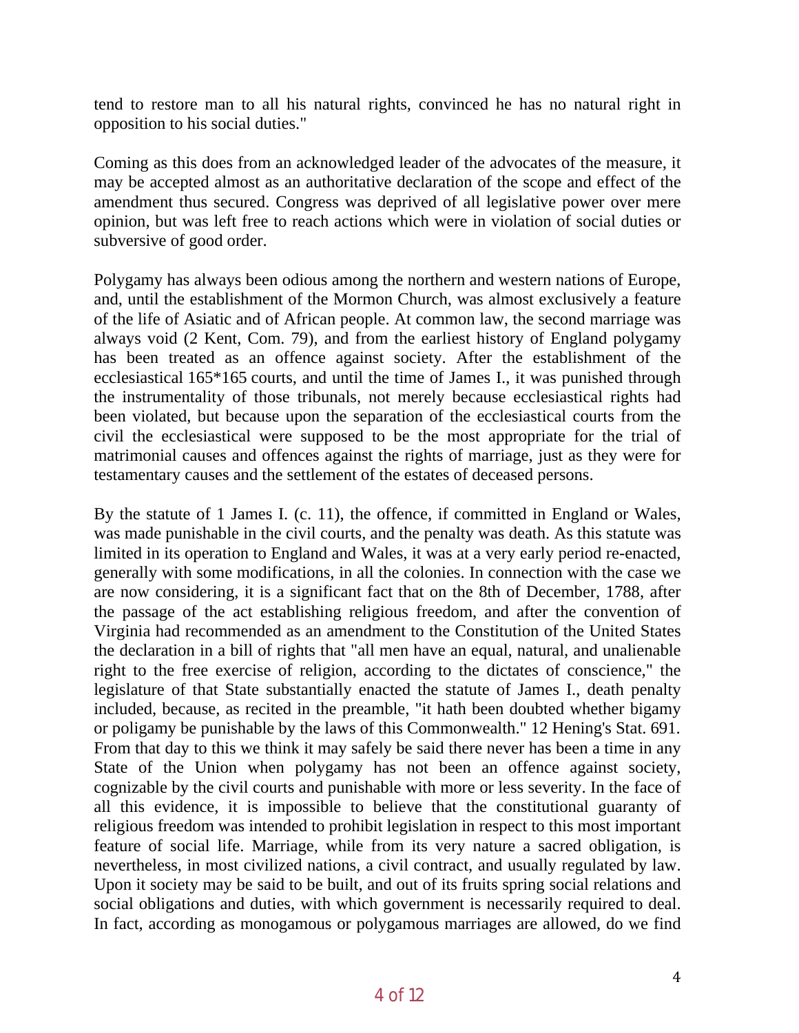tend to restore man to all his natural rights, convinced he has no natural right in opposition to his social duties."

Coming as this does from an acknowledged leader of the advocates of the measure, it may be accepted almost as an authoritative declaration of the scope and effect of the amendment thus secured. Congress was deprived of all legislative power over mere opinion, but was left free to reach actions which were in violation of social duties or subversive of good order.

Polygamy has always been odious among the northern and western nations of Europe, and, until the establishment of the Mormon Church, was almost exclusively a feature of the life of Asiatic and of African people. At common law, the second marriage was always void (2 Kent, Com. 79), and from the earliest history of England polygamy has been treated as an offence against society. After the establishment of the ecclesiastical 165*165 courts, and until the time of James I., it was punished through the instrumentality of those tribunals, not merely because ecclesiastical rights had been violated, but because upon the separation of the ecclesiastical courts from the civil the ecclesiastical were supposed to be the most appropriate for the trial of matrimonial causes and offences against the rights of marriage, just as they were for testamentary causes and the settlement of the estates of deceased persons.

By the statute of 1 James I. (c. 11), the offence, if committed in England or Wales, was made punishable in the civil courts, and the penalty was death. As this statute was limited in its operation to England and Wales, it was at a very early period re-enacted, generally with some modifications, in all the colonies. In connection with the case we are now considering, it is a significant fact that on the 8th of December, 1788, after the passage of the act establishing religious freedom, and after the convention of Virginia had recommended as an amendment to the Constitution of the United States the declaration in a bill of rights that "all men have an equal, natural, and unalienable right to the free exercise of religion, according to the dictates of conscience," the legislature of that State substantially enacted the statute of James I., death penalty included, because, as recited in the preamble, "it hath been doubted whether bigamy or poligamy be punishable by the laws of this Commonwealth." 12 Hening's Stat. 691. From that day to this we think it may safely be said there never has been a time in any State of the Union when polygamy has not been an offence against society, cognizable by the civil courts and punishable with more or less severity. In the face of all this evidence, it is impossible to believe that the constitutional guaranty of religious freedom was intended to prohibit legislation in respect to this most important feature of social life. Marriage, while from its very nature a sacred obligation, is nevertheless, in most civilized nations, a civil contract, and usually regulated by law. Upon it society may be said to be built, and out of its fruits spring social relations and social obligations and duties, with which government is necessarily required to deal. In fact, according as monogamous or polygamous marriages are allowed, do we find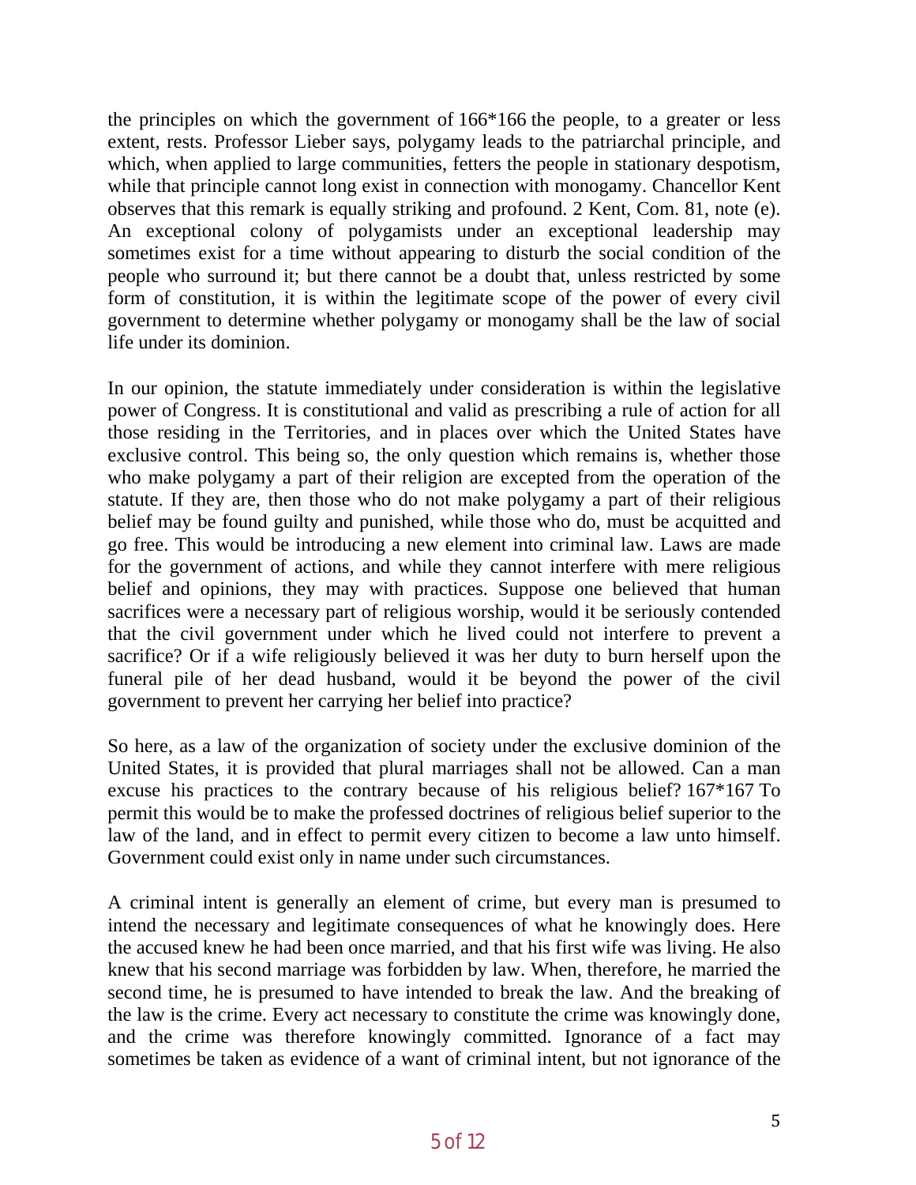the principles on which the government of 166*166 the people, to a greater or less extent, rests. Professor Lieber says, polygamy leads to the patriarchal principle, and which, when applied to large communities, fetters the people in stationary despotism, while that principle cannot long exist in connection with monogamy. Chancellor Kent observes that this remark is equally striking and profound. 2 Kent, Com. 81, note (e). An exceptional colony of polygamists under an exceptional leadership may sometimes exist for a time without appearing to disturb the social condition of the people who surround it; but there cannot be a doubt that, unless restricted by some form of constitution, it is within the legitimate scope of the power of every civil government to determine whether polygamy or monogamy shall be the law of social life under its dominion.

In our opinion, the statute immediately under consideration is within the legislative power of Congress. It is constitutional and valid as prescribing a rule of action for all those residing in the Territories, and in places over which the United States have exclusive control. This being so, the only question which remains is, whether those who make polygamy a part of their religion are excepted from the operation of the statute. If they are, then those who do not make polygamy a part of their religious belief may be found guilty and punished, while those who do, must be acquitted and go free. This would be introducing a new element into criminal law. Laws are made for the government of actions, and while they cannot interfere with mere religious belief and opinions, they may with practices. Suppose one believed that human sacrifices were a necessary part of religious worship, would it be seriously contended that the civil government under which he lived could not interfere to prevent a sacrifice? Or if a wife religiously believed it was her duty to burn herself upon the funeral pile of her dead husband, would it be beyond the power of the civil government to prevent her carrying her belief into practice?

So here, as a law of the organization of society under the exclusive dominion of the United States, it is provided that plural marriages shall not be allowed. Can a man excuse his practices to the contrary because of his religious belief? 167*167 To permit this would be to make the professed doctrines of religious belief superior to the law of the land, and in effect to permit every citizen to become a law unto himself. Government could exist only in name under such circumstances.

A criminal intent is generally an element of crime, but every man is presumed to intend the necessary and legitimate consequences of what he knowingly does. Here the accused knew he had been once married, and that his first wife was living. He also knew that his second marriage was forbidden by law. When, therefore, he married the second time, he is presumed to have intended to break the law. And the breaking of the law is the crime. Every act necessary to constitute the crime was knowingly done, and the crime was therefore knowingly committed. Ignorance of a fact may sometimes be taken as evidence of a want of criminal intent, but not ignorance of the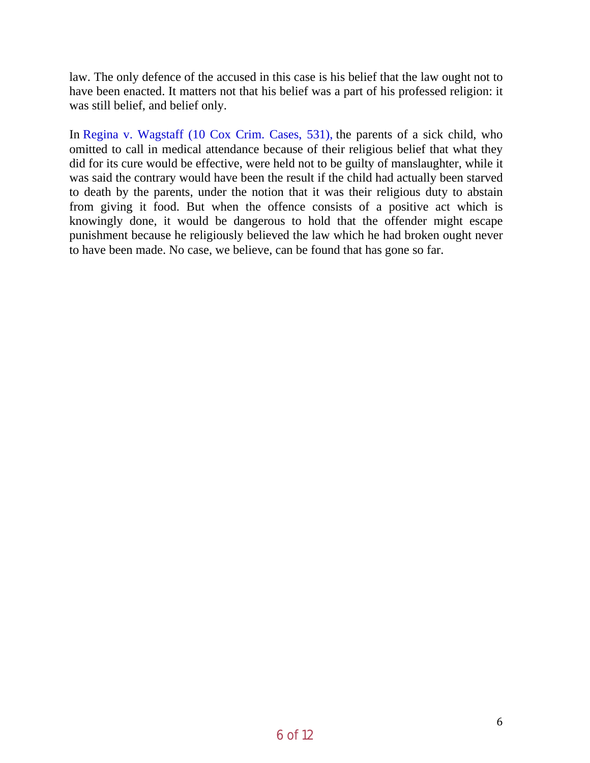law. The only defence of the accused in this case is his belief that the law ought not to have been enacted. It matters not that his belief was a part of his professed religion: it was still belief, and belief only.

In Regina v. Wagstaff (10 Cox Crim. Cases, 531), the parents of a sick child, who omitted to call in medical attendance because of their religious belief that what they did for its cure would be effective, were held not to be guilty of manslaughter, while it was said the contrary would have been the result if the child had actually been starved to death by the parents, under the notion that it was their religious duty to abstain from giving it food. But when the offence consists of a positive act which is knowingly done, it would be dangerous to hold that the offender might escape punishment because he religiously believed the law which he had broken ought never to have been made. No case, we believe, can be found that has gone so far.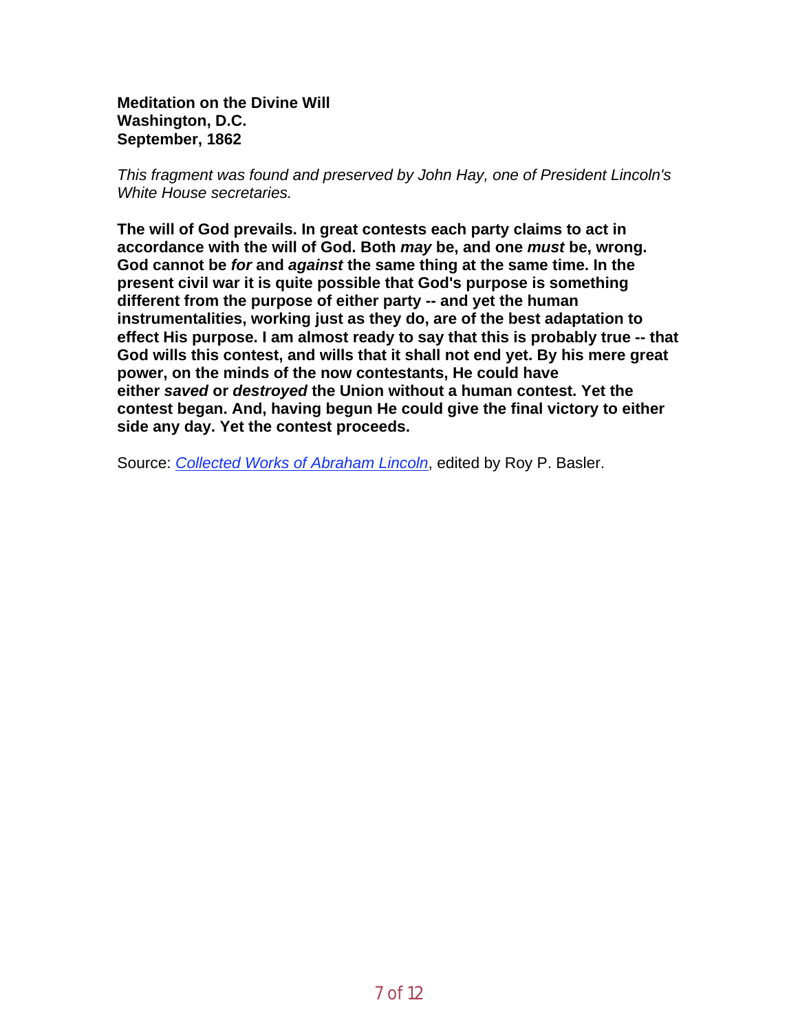**Meditation on the Divine Will**
**Washington, D.C.**
**September, 1862**

*This fragment was found and preserved by John Hay, one of President Lincoln's White House secretaries.*

**The will of God prevails. In great contests each party claims to act in accordance with the will of God. Both *may* be, and one *must* be, wrong. God cannot be *for* and *against* the same thing at the same time. In the present civil war it is quite possible that God's purpose is something different from the purpose of either party -- and yet the human instrumentalities, working just as they do, are of the best adaptation to effect His purpose. I am almost ready to say that this is probably true -- that God wills this contest, and wills that it shall not end yet. By his mere great power, on the minds of the now contestants, He could have either *saved* or *destroyed* the Union without a human contest. Yet the contest began. And, having begun He could give the final victory to either side any day. Yet the contest proceeds.**

Source: *Collected Works of Abraham Lincoln*, edited by Roy P. Basler.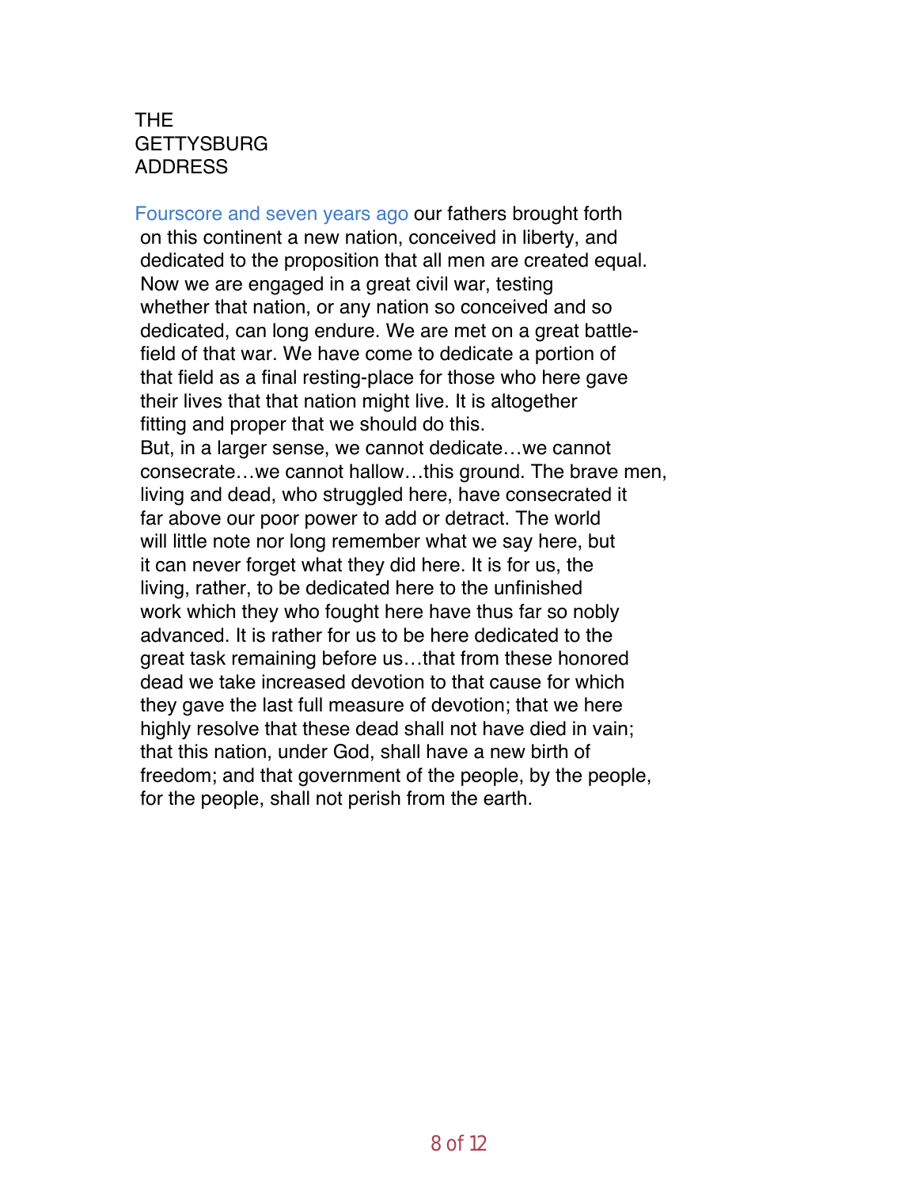# THE GETTYSBURG ADDRESS

Fourscore and seven years ago our fathers brought forth on this continent a new nation, conceived in liberty, and dedicated to the proposition that all men are created equal. Now we are engaged in a great civil war, testing whether that nation, or any nation so conceived and so dedicated, can long endure. We are met on a great battle-field of that war. We have come to dedicate a portion of that field as a final resting-place for those who here gave their lives that that nation might live. It is altogether fitting and proper that we should do this.

But, in a larger sense, we cannot dedicate…we cannot consecrate…we cannot hallow…this ground. The brave men, living and dead, who struggled here, have consecrated it far above our poor power to add or detract. The world will little note nor long remember what we say here, but it can never forget what they did here. It is for us, the living, rather, to be dedicated here to the unfinished work which they who fought here have thus far so nobly advanced. It is rather for us to be here dedicated to the great task remaining before us…that from these honored dead we take increased devotion to that cause for which they gave the last full measure of devotion; that we here highly resolve that these dead shall not have died in vain; that this nation, under God, shall have a new birth of freedom; and that government of the people, by the people, for the people, shall not perish from the earth.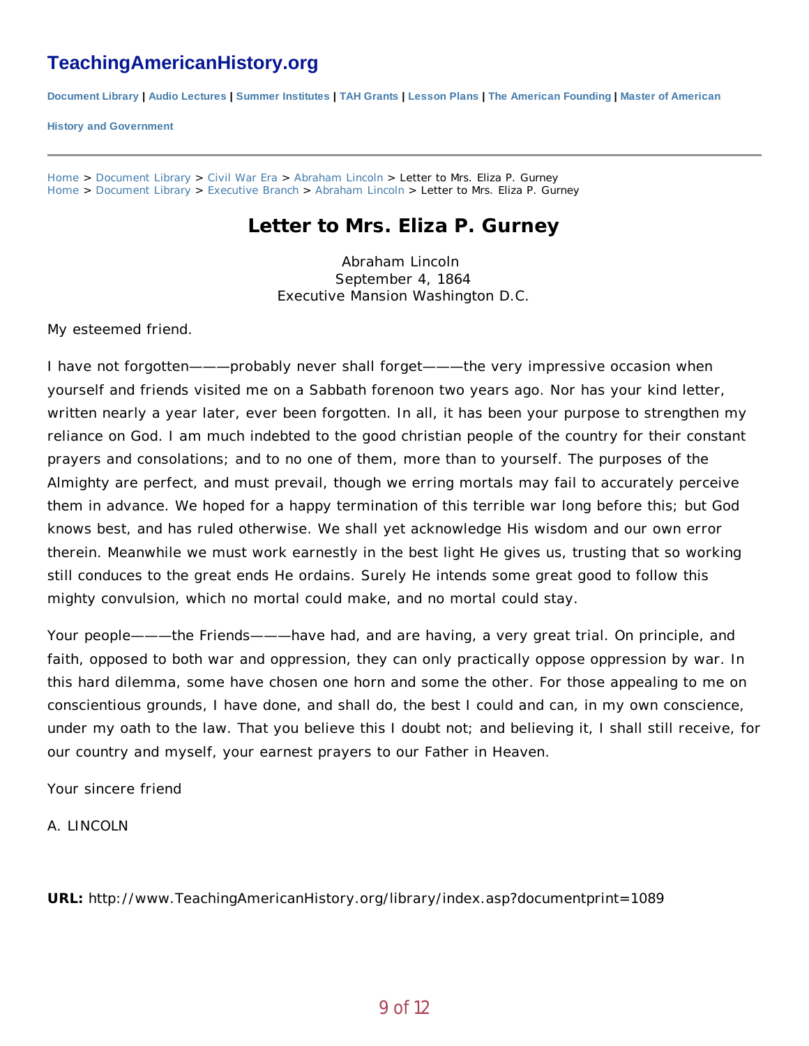# TeachingAmericanHistory.org

Document Library | Audio Lectures | Summer Institutes | TAH Grants | Lesson Plans | The American Founding | Master of American History and Government

Home > Document Library > Civil War Era > Abraham Lincoln > Letter to Mrs. Eliza P. Gurney
Home > Document Library > Executive Branch > Abraham Lincoln > Letter to Mrs. Eliza P. Gurney

## Letter to Mrs. Eliza P. Gurney

Abraham Lincoln
September 4, 1864
Executive Mansion Washington D.C.

My esteemed friend.

I have not forgotten———probably never shall forget———the very impressive occasion when yourself and friends visited me on a Sabbath forenoon two years ago. Nor has your kind letter, written nearly a year later, ever been forgotten. In all, it has been your purpose to strengthen my reliance on God. I am much indebted to the good christian people of the country for their constant prayers and consolations; and to no one of them, more than to yourself. The purposes of the Almighty are perfect, and must prevail, though we erring mortals may fail to accurately perceive them in advance. We hoped for a happy termination of this terrible war long before this; but God knows best, and has ruled otherwise. We shall yet acknowledge His wisdom and our own error therein. Meanwhile we must work earnestly in the best light He gives us, trusting that so working still conduces to the great ends He ordains. Surely He intends some great good to follow this mighty convulsion, which no mortal could make, and no mortal could stay.

Your people———the Friends———have had, and are having, a very great trial. On principle, and faith, opposed to both war and oppression, they can only practically oppose oppression by war. In this hard dilemma, some have chosen one horn and some the other. For those appealing to me on conscientious grounds, I have done, and shall do, the best I could and can, in my own conscience, under my oath to the law. That you believe this I doubt not; and believing it, I shall still receive, for our country and myself, your earnest prayers to our Father in Heaven.

Your sincere friend

A. LINCOLN

**URL:** http://www.TeachingAmericanHistory.org/library/index.asp?documentprint=1089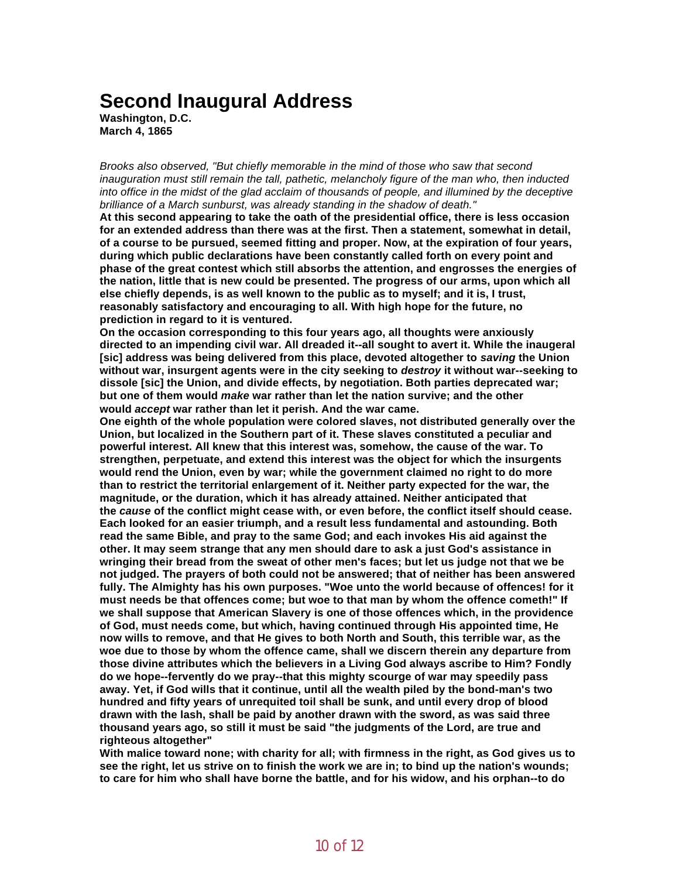# Second Inaugural Address

**Washington, D.C.**
**March 4, 1865**

*Brooks also observed, "But chiefly memorable in the mind of those who saw that second inauguration must still remain the tall, pathetic, melancholy figure of the man who, then inducted into office in the midst of the glad acclaim of thousands of people, and illumined by the deceptive brilliance of a March sunburst, was already standing in the shadow of death."*

**At this second appearing to take the oath of the presidential office, there is less occasion for an extended address than there was at the first. Then a statement, somewhat in detail, of a course to be pursued, seemed fitting and proper. Now, at the expiration of four years, during which public declarations have been constantly called forth on every point and phase of the great contest which still absorbs the attention, and engrosses the energies of the nation, little that is new could be presented. The progress of our arms, upon which all else chiefly depends, is as well known to the public as to myself; and it is, I trust, reasonably satisfactory and encouraging to all. With high hope for the future, no prediction in regard to it is ventured.**

**On the occasion corresponding to this four years ago, all thoughts were anxiously directed to an impending civil war. All dreaded it--all sought to avert it. While the inaugeral [sic] address was being delivered from this place, devoted altogether to *saving* the Union without war, insurgent agents were in the city seeking to *destroy* it without war--seeking to dissole [sic] the Union, and divide effects, by negotiation. Both parties deprecated war; but one of them would *make* war rather than let the nation survive; and the other would *accept* war rather than let it perish. And the war came.**

**One eighth of the whole population were colored slaves, not distributed generally over the Union, but localized in the Southern part of it. These slaves constituted a peculiar and powerful interest. All knew that this interest was, somehow, the cause of the war. To strengthen, perpetuate, and extend this interest was the object for which the insurgents would rend the Union, even by war; while the government claimed no right to do more than to restrict the territorial enlargement of it. Neither party expected for the war, the magnitude, or the duration, which it has already attained. Neither anticipated that the *cause* of the conflict might cease with, or even before, the conflict itself should cease. Each looked for an easier triumph, and a result less fundamental and astounding. Both read the same Bible, and pray to the same God; and each invokes His aid against the other. It may seem strange that any men should dare to ask a just God's assistance in wringing their bread from the sweat of other men's faces; but let us judge not that we be not judged. The prayers of both could not be answered; that of neither has been answered fully. The Almighty has his own purposes. "Woe unto the world because of offences! for it must needs be that offences come; but woe to that man by whom the offence cometh!" If we shall suppose that American Slavery is one of those offences which, in the providence of God, must needs come, but which, having continued through His appointed time, He now wills to remove, and that He gives to both North and South, this terrible war, as the woe due to those by whom the offence came, shall we discern therein any departure from those divine attributes which the believers in a Living God always ascribe to Him? Fondly do we hope--fervently do we pray--that this mighty scourge of war may speedily pass away. Yet, if God wills that it continue, until all the wealth piled by the bond-man's two hundred and fifty years of unrequited toil shall be sunk, and until every drop of blood drawn with the lash, shall be paid by another drawn with the sword, as was said three thousand years ago, so still it must be said "the judgments of the Lord, are true and righteous altogether"**

**With malice toward none; with charity for all; with firmness in the right, as God gives us to see the right, let us strive on to finish the work we are in; to bind up the nation's wounds; to care for him who shall have borne the battle, and for his widow, and his orphan--to do**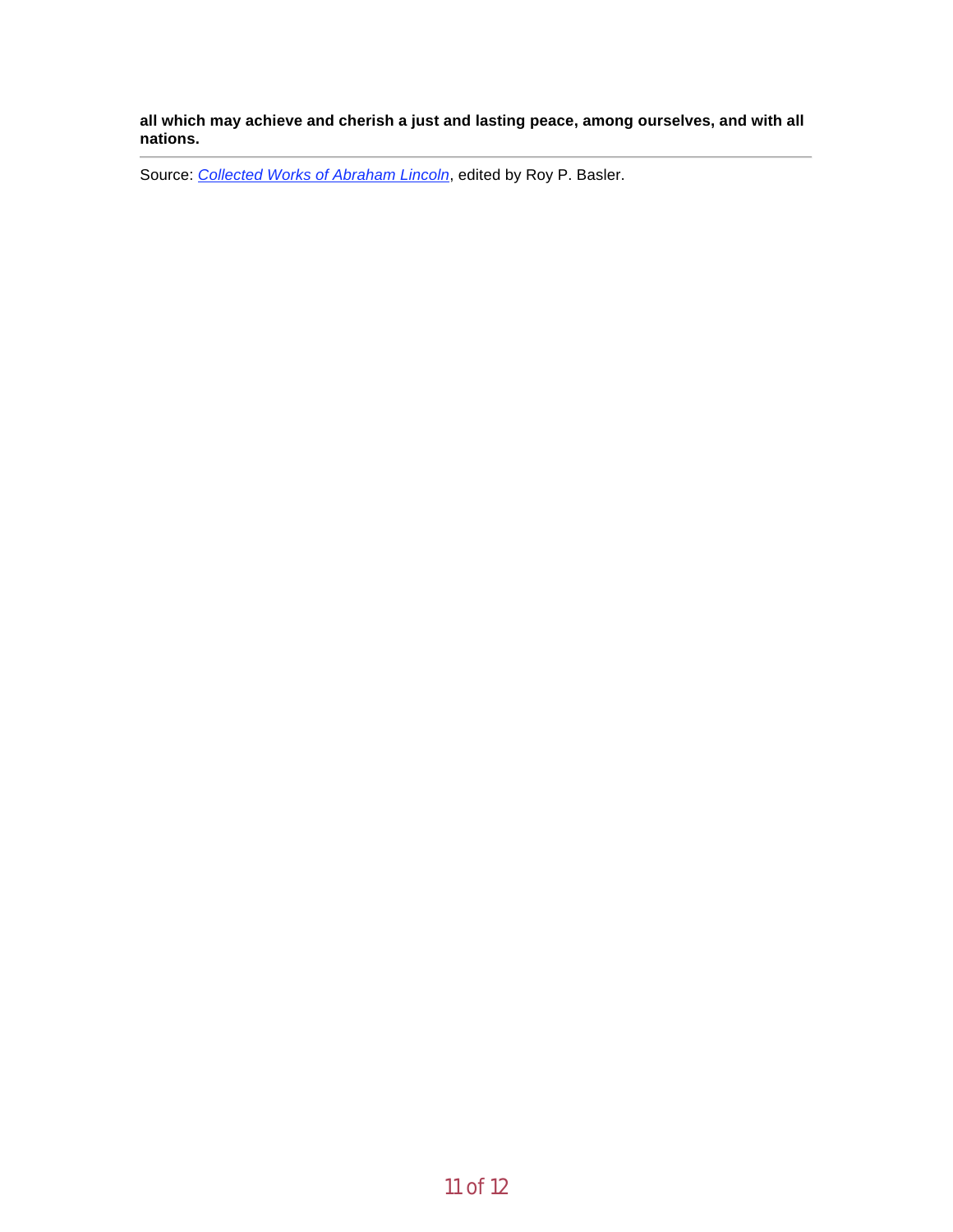**all which may achieve and cherish a just and lasting peace, among ourselves, and with all nations.**

---

Source: *Collected Works of Abraham Lincoln*, edited by Roy P. Basler.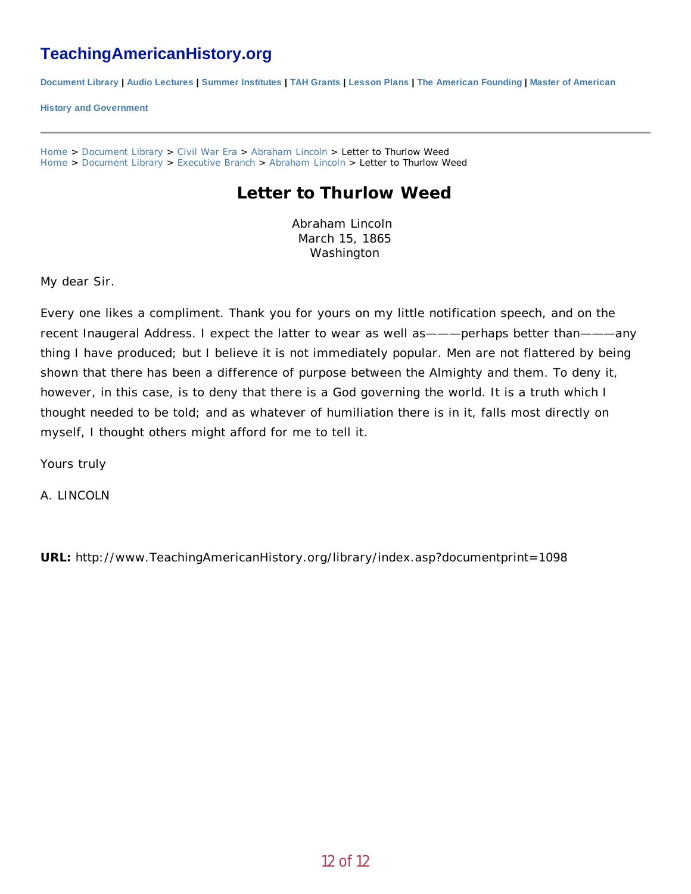**TeachingAmericanHistory.org**

Document Library | Audio Lectures | Summer Institutes | TAH Grants | Lesson Plans | The American Founding | Master of American History and Government

Home > Document Library > Civil War Era > Abraham Lincoln > Letter to Thurlow Weed
Home > Document Library > Executive Branch > Abraham Lincoln > Letter to Thurlow Weed

# Letter to Thurlow Weed

Abraham Lincoln
March 15, 1865
Washington

My dear Sir.

Every one likes a compliment. Thank you for yours on my little notification speech, and on the recent Inaugeral Address. I expect the latter to wear as well as———perhaps better than———any thing I have produced; but I believe it is not immediately popular. Men are not flattered by being shown that there has been a difference of purpose between the Almighty and them. To deny it, however, in this case, is to deny that there is a God governing the world. It is a truth which I thought needed to be told; and as whatever of humiliation there is in it, falls most directly on myself, I thought others might afford for me to tell it.

Yours truly

A. LINCOLN

**URL:** http://www.TeachingAmericanHistory.org/library/index.asp?documentprint=1098